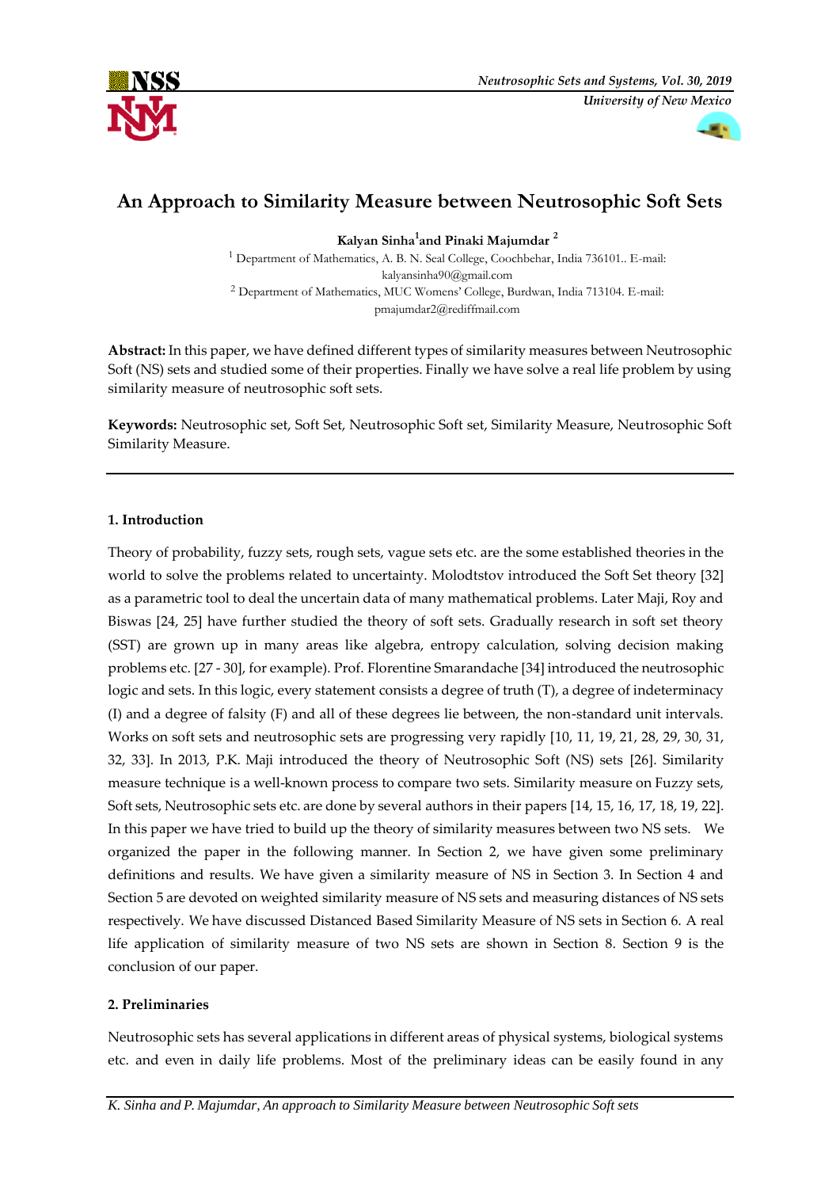# An Approach to Similarity Measure between Neutrosophic Soft Sets

**Kalyan Sinha[1] and Pinaki Majumdar [2]**

[1] Department of Mathematics, A. B. N. Seal College, Coochbehar, India 736101.. E-mail: kalyansinha90@gmail.com

[2] Department of Mathematics, MUC Womens' College, Burdwan, India 713104. E-mail: pmajumdar2@rediffmail.com

**Abstract:** In this paper, we have defined different types of similarity measures between Neutrosophic Soft (NS) sets and studied some of their properties. Finally we have solve a real life problem by using similarity measure of neutrosophic soft sets.

**Keywords:** Neutrosophic set, Soft Set, Neutrosophic Soft set, Similarity Measure, Neutrosophic Soft Similarity Measure.

---

## 1. Introduction

Theory of probability, fuzzy sets, rough sets, vague sets etc. are the some established theories in the world to solve the problems related to uncertainty. Molodtstov introduced the Soft Set theory [32] as a parametric tool to deal the uncertain data of many mathematical problems. Later Maji, Roy and Biswas [24, 25] have further studied the theory of soft sets. Gradually research in soft set theory (SST) are grown up in many areas like algebra, entropy calculation, solving decision making problems etc. [27 - 30], for example). Prof. Florentine Smarandache [34] introduced the neutrosophic logic and sets. In this logic, every statement consists a degree of truth (T), a degree of indeterminacy (I) and a degree of falsity (F) and all of these degrees lie between, the non-standard unit intervals. Works on soft sets and neutrosophic sets are progressing very rapidly [10, 11, 19, 21, 28, 29, 30, 31, 32, 33]. In 2013, P.K. Maji introduced the theory of Neutrosophic Soft (NS) sets [26]. Similarity measure technique is a well-known process to compare two sets. Similarity measure on Fuzzy sets, Soft sets, Neutrosophic sets etc. are done by several authors in their papers [14, 15, 16, 17, 18, 19, 22]. In this paper we have tried to build up the theory of similarity measures between two NS sets. We organized the paper in the following manner. In Section 2, we have given some preliminary definitions and results. We have given a similarity measure of NS in Section 3. In Section 4 and Section 5 are devoted on weighted similarity measure of NS sets and measuring distances of NS sets respectively. We have discussed Distanced Based Similarity Measure of NS sets in Section 6. A real life application of similarity measure of two NS sets are shown in Section 8. Section 9 is the conclusion of our paper.

## 2. Preliminaries

Neutrosophic sets has several applications in different areas of physical systems, biological systems etc. and even in daily life problems. Most of the preliminary ideas can be easily found in any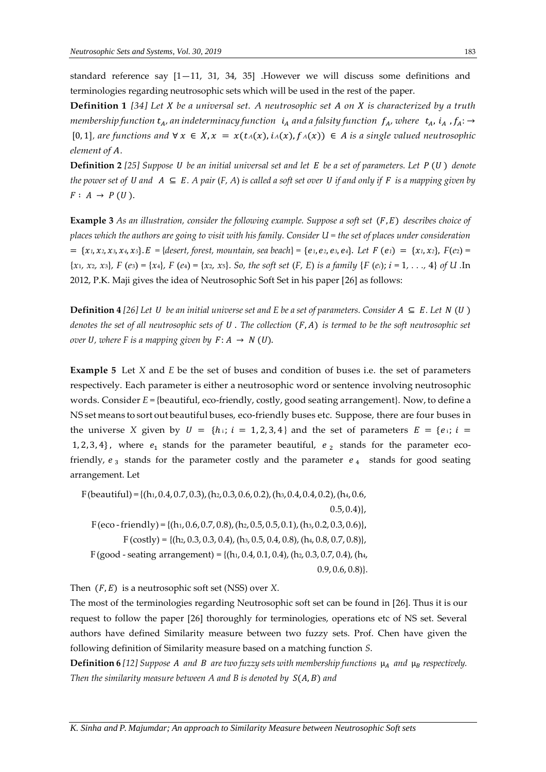standard reference say [1—11, 31, 34, 35] .However we will discuss some definitions and terminologies regarding neutrosophic sets which will be used in the rest of the paper.

**Definition 1** *[34] Let $X$ be a universal set. A neutrosophic set $A$ on $X$ is characterized by a truth membership function $t_A$, an indeterminacy function $i_A$ and a falsity function $f_A$, where $t_A, i_A, f_A : \rightarrow [0, 1]$, are functions and $\forall x \in X, x = x(t_A(x), i_A(x), f_A(x)) \in A$ is a single valued neutrosophic element of $A$.*

**Definition 2** *[25] Suppose $U$ be an initial universal set and let $E$ be a set of parameters. Let $P(U)$ denote the power set of $U$ and $A \subseteq E$. A pair $(F, A)$ is called a soft set over $U$ if and only if $F$ is a mapping given by $F : A \rightarrow P(U)$.*

**Example 3** *As an illustration, consider the following example. Suppose a soft set $(F, E)$ describes choice of places which the authors are going to visit with his family. Consider $U$ = the set of places under consideration $= \{x_1, x_2, x_3, x_4, x_5\}$. $E$ = {desert, forest, mountain, sea beach} $= \{e_1, e_2, e_3, e_4\}$. Let $F(e_1) = \{x_1, x_2\}$, $F(e_2) = \{x_1, x_2, x_3\}$, $F(e_3) = \{x_4\}$, $F(e_4) = \{x_2, x_5\}$. So, the soft set $(F, E)$ is a family $\{F(e_i); i = 1, \ldots, 4\}$ of $U$.* In 2012, P.K. Maji gives the idea of Neutrosophic Soft Set in his paper [26] as follows:

**Definition 4** *[26] Let $U$ be an initial universe set and $E$ be a set of parameters. Consider $A \subseteq E$. Let $N(U)$ denotes the set of all neutrosophic sets of $U$. The collection $(F, A)$ is termed to be the soft neutrosophic set over $U$, where $F$ is a mapping given by $F : A \rightarrow N(U)$.*

**Example 5** Let *X* and *E* be the set of buses and condition of buses i.e. the set of parameters respectively. Each parameter is either a neutrosophic word or sentence involving neutrosophic words. Consider *E* = {beautiful, eco-friendly, costly, good seating arrangement}. Now, to define a NS set means to sort out beautiful buses, eco-friendly buses etc. Suppose, there are four buses in the universe $X$ given by $U = \{h_i;\ i = 1, 2, 3, 4\}$ and the set of parameters $E = \{e_i;\ i = 1, 2, 3, 4\}$, where $e_1$ stands for the parameter beautiful, $e_2$ stands for the parameter eco-friendly, $e_3$ stands for the parameter costly and the parameter $e_4$ stands for good seating arrangement. Let

$$
\begin{aligned}
F(\text{beautiful}) &= \{(h_1, 0.4, 0.7, 0.3), (h_2, 0.3, 0.6, 0.2), (h_3, 0.4, 0.4, 0.2), (h_4, 0.6, 0.5, 0.4)\},\\
F(\text{eco-friendly}) &= \{(h_1, 0.6, 0.7, 0.8), (h_2, 0.5, 0.5, 0.1), (h_3, 0.2, 0.3, 0.6)\},\\
F(\text{costly}) &= \{(h_2, 0.3, 0.3, 0.4), (h_3, 0.5, 0.4, 0.8), (h_4, 0.8, 0.7, 0.8)\},\\
F(\text{good - seating arrangement}) &= \{(h_1, 0.4, 0.1, 0.4), (h_2, 0.3, 0.7, 0.4), (h_4, 0.9, 0.6, 0.8)\}.
\end{aligned}
$$

Then $(F, E)$ is a neutrosophic soft set (NSS) over *X*.

The most of the terminologies regarding Neutrosophic soft set can be found in [26]. Thus it is our request to follow the paper [26] thoroughly for terminologies, operations etc of NS set. Several authors have defined Similarity measure between two fuzzy sets. Prof. Chen have given the following definition of Similarity measure based on a matching function *S*.

**Definition 6** *[12] Suppose $A$ and $B$ are two fuzzy sets with membership functions $\mu_A$ and $\mu_B$ respectively. Then the similarity measure between A and B is denoted by $S(A, B)$ and*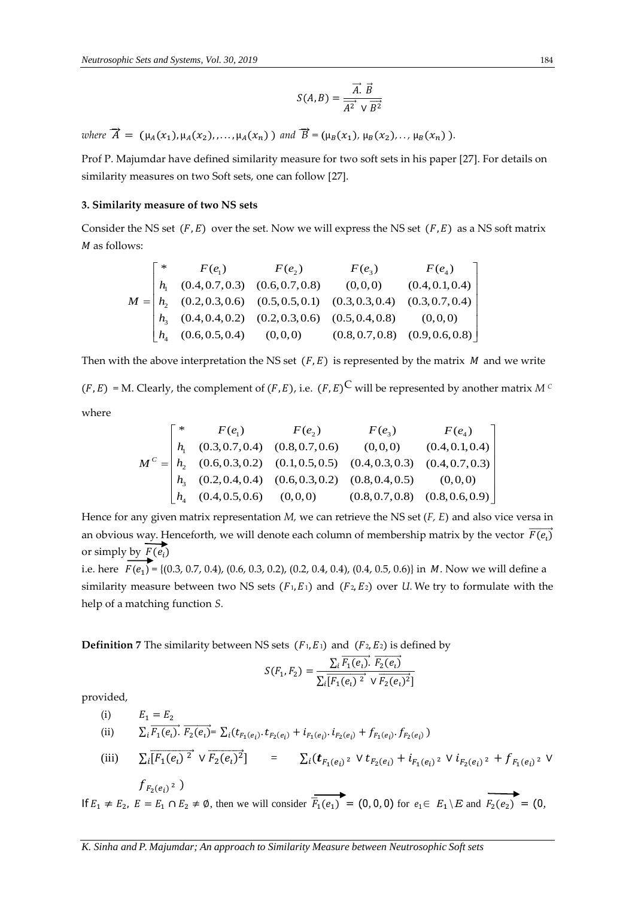$$S(A,B) = \frac{\vec{A}.\ \vec{B}}{\overrightarrow{A^2} \vee \overrightarrow{B^2}}$$

*where* $\vec{A} = (\mu_A(x_1), \mu_A(x_2), ,\ldots, \mu_A(x_n))$ *and* $\vec{B} = (\mu_B(x_1), \mu_B(x_2), \ldots, \mu_B(x_n))$.

Prof P. Majumdar have defined similarity measure for two soft sets in his paper [27]. For details on similarity measures on two Soft sets, one can follow [27].

### 3. Similarity measure of two NS sets

Consider the NS set $(F, E)$ over the set. Now we will express the NS set $(F, E)$ as a NS soft matrix $M$ as follows:

$$M = \begin{bmatrix} * & F(e_1) & F(e_2) & F(e_3) & F(e_4) \\ h_1 & (0.4, 0.7, 0.3) & (0.6, 0.7, 0.8) & (0,0,0) & (0.4, 0.1, 0.4) \\ h_2 & (0.2, 0.3, 0.6) & (0.5, 0.5, 0.1) & (0.3, 0.3, 0.4) & (0.3, 0.7, 0.4) \\ h_3 & (0.4, 0.4, 0.2) & (0.2, 0.3, 0.6) & (0.5, 0.4, 0.8) & (0,0,0) \\ h_4 & (0.6, 0.5, 0.4) & (0,0,0) & (0.8, 0.7, 0.8) & (0.9, 0.6, 0.8) \end{bmatrix}$$

Then with the above interpretation the NS set $(F, E)$ is represented by the matrix $M$ and we write $(F, E)$ = M. Clearly, the complement of $(F, E)$, i.e. $(F, E)^C$ will be represented by another matrix $M^C$ where

$$M^C = \begin{bmatrix} * & F(e_1) & F(e_2) & F(e_3) & F(e_4) \\ h_1 & (0.3, 0.7, 0.4) & (0.8, 0.7, 0.6) & (0,0,0) & (0.4, 0.1, 0.4) \\ h_2 & (0.6, 0.3, 0.2) & (0.1, 0.5, 0.5) & (0.4, 0.3, 0.3) & (0.4, 0.7, 0.3) \\ h_3 & (0.2, 0.4, 0.4) & (0.6, 0.3, 0.2) & (0.8, 0.4, 0.5) & (0,0,0) \\ h_4 & (0.4, 0.5, 0.6) & (0,0,0) & (0.8, 0.7, 0.8) & (0.8, 0.6, 0.9) \end{bmatrix}$$

Hence for any given matrix representation *M*, we can retrieve the NS set (*F, E*) and also vice versa in an obvious way. Henceforth, we will denote each column of membership matrix by the vector $\overrightarrow{F(e_\iota)}$ or simply by $\overrightarrow{F(e_i)}$

i.e. here $\overrightarrow{F(e_1)}$ = {(0.3, 0.7, 0.4), (0.6, 0.3, 0.2), (0.2, 0.4, 0.4), (0.4, 0.5, 0.6)} in $M$. Now we will define a similarity measure between two NS sets $(F_1, E_1)$ and $(F_2, E_2)$ over $U$. We try to formulate with the help of a matching function *S*.

**Definition 7** The similarity between NS sets $(F_1, E_1)$ and $(F_2, E_2)$ is defined by

$$S(F_1, F_2) = \frac{\sum_i \overrightarrow{F_1(e_\iota)}.\ \overrightarrow{F_2(e_\iota)}}{\sum_i [\overrightarrow{F_1(e_\iota)^2} \vee \overrightarrow{F_2(e_\iota)^2}]}$$

provided,

(i) $E_1 = E_2$

(ii) $\sum_i \overrightarrow{F_1(e_\iota)}.\ \overrightarrow{F_2(e_\iota)} = \sum_i (t_{F_1(e_i)}.t_{F_2(e_i)} + i_{F_1(e_i)}.i_{F_2(e_i)} + f_{F_1(e_i)}.f_{F_2(e_i)})$

(iii) $\sum_i \overrightarrow{[F_1(e_\iota)^2} \vee \overrightarrow{F_2(e_\iota)^2]} = \sum_i (t_{F_1(e_i)^2} \vee t_{F_2(e_i)} + i_{F_1(e_i)^2} \vee i_{F_2(e_i)^2} + f_{F_1(e_i)^2} \vee f_{F_2(e_i)^2})$

If $E_1 \neq E_2$, $E = E_1 \cap E_2 \neq \emptyset$, then we will consider $\overrightarrow{F_1(e_1)} = (0, 0, 0)$ for $e_1 \in E_1 \setminus E$ and $\overrightarrow{F_2(e_2)} = (0,$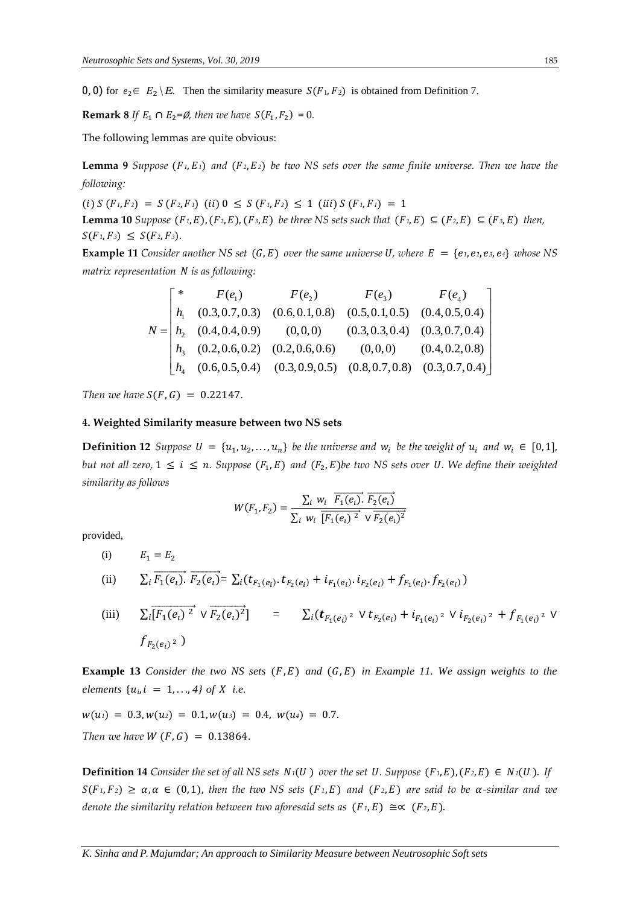0, 0) for $e_2 \in E_2 \setminus E$. Then the similarity measure $S(F_1, F_2)$ is obtained from Definition 7.

**Remark 8** *If $E_1 \cap E_2 = \emptyset$, then we have $S(F_1, F_2) = 0$.*

The following lemmas are quite obvious:

**Lemma 9** *Suppose $(F_1, E_1)$ and $(F_2, E_2)$ be two NS sets over the same finite universe. Then we have the following:*

$(i)\ S(F_1, F_2) = S(F_2, F_1)$ $(ii)\ 0 \leq S(F_1, F_2) \leq 1$ $(iii)\ S(F_1, F_1) = 1$

**Lemma 10** *Suppose $(F_1, E), (F_2, E), (F_3, E)$ be three NS sets such that $(F_1, E) \subseteq (F_2, E) \subseteq (F_3, E)$ then, $S(F_1, F_3) \leq S(F_2, F_3)$.*

**Example 11** *Consider another NS set $(G, E)$ over the same universe $U$, where $E = \{e_1, e_2, e_3, e_4\}$ whose NS matrix representation $N$ is as following:*

$$N = \begin{bmatrix} * & F(e_1) & F(e_2) & F(e_3) & F(e_4) \\ h_1 & (0.3, 0.7, 0.3) & (0.6, 0.1, 0.8) & (0.5, 0.1, 0.5) & (0.4, 0.5, 0.4) \\ h_2 & (0.4, 0.4, 0.9) & (0,0,0) & (0.3, 0.3, 0.4) & (0.3, 0.7, 0.4) \\ h_3 & (0.2, 0.6, 0.2) & (0.2, 0.6, 0.6) & (0,0,0) & (0.4, 0.2, 0.8) \\ h_4 & (0.6, 0.5, 0.4) & (0.3, 0.9, 0.5) & (0.8, 0.7, 0.8) & (0.3, 0.7, 0.4) \end{bmatrix}$$

*Then we have $S(F, G) = 0.22147$.*

### 4. Weighted Similarity measure between two NS sets

**Definition 12** *Suppose $U = \{u_1, u_2, \ldots, u_n\}$ be the universe and $w_i$ be the weight of $u_i$ and $w_i \in [0, 1]$, but not all zero, $1 \leq i \leq n$. Suppose $(F_1, E)$ and $(F_2, E)$ be two NS sets over $U$. We define their weighted similarity as follows*

$$W(F_1, F_2) = \frac{\sum_i w_i \ \overrightarrow{F_1(e_i)} . \overrightarrow{F_2(e_i)}}{\sum_i w_i \ \overrightarrow{[F_1(e_i)}^2 \vee \overrightarrow{F_2(e_i)^2}}$$

provided,

(i) $E_1 = E_2$

(ii) $\sum_i \overrightarrow{F_1(e_i)} . \overrightarrow{F_2(e_i)} = \sum_i (t_{F_1(e_i)} . t_{F_2(e_i)} + i_{F_1(e_i)} . i_{F_2(e_i)} + f_{F_1(e_i)} . f_{F_2(e_i)})$

(iii) $\sum_i \overrightarrow{[F_1(e_i)}^2 \vee \overrightarrow{F_2(e_i)^2}] = \sum_i (t_{F_1(e_i)^2} \vee t_{F_2(e_i)} + i_{F_1(e_i)^2} \vee i_{F_2(e_i)^2} + f_{F_1(e_i)^2} \vee f_{F_2(e_i)^2})$

**Example 13** *Consider the two NS sets $(F, E)$ and $(G, E)$ in Example 11. We assign weights to the elements $\{u_i, i = 1, \ldots, 4\}$ of $X$ i.e.*

$w(u_1) = 0.3, w(u_2) = 0.1, w(u_3) = 0.4, w(u_4) = 0.7.$

*Then we have $W(F, G) = 0.13864$.*

**Definition 14** *Consider the set of all NS sets $N_1(U)$ over the set $U$. Suppose $(F_1, E), (F_2, E) \in N_1(U)$. If $S(F_1, F_2) \geq \alpha, \alpha \in (0, 1)$, then the two NS sets $(F_1, E)$ and $(F_2, E)$ are said to be $\alpha$-similar and we denote the similarity relation between two aforesaid sets as $(F_1, E) \cong_\propto (F_2, E)$.*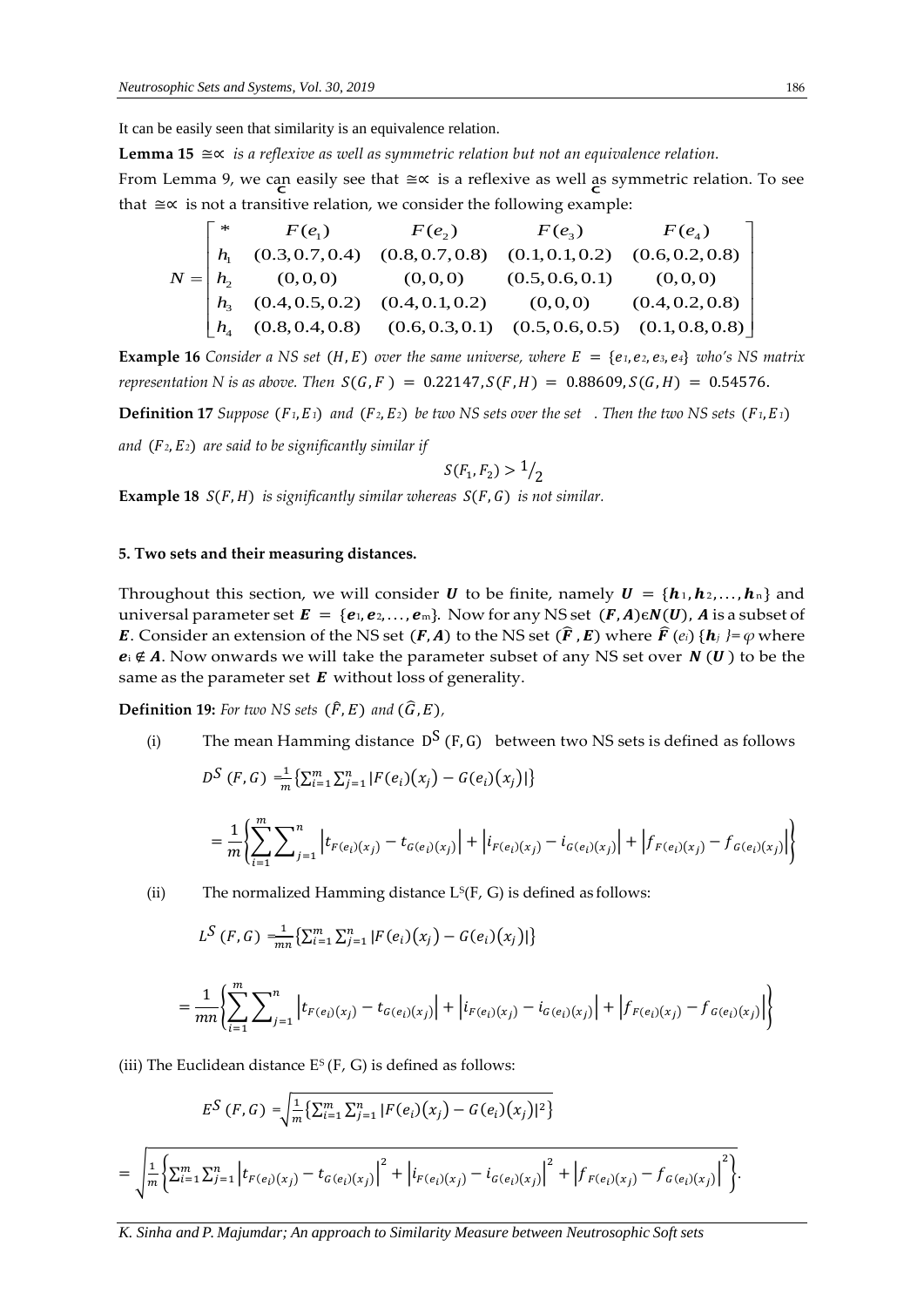It can be easily seen that similarity is an equivalence relation.

**Lemma 15** $\cong\propto$ *is a reflexive as well as symmetric relation but not an equivalence relation.*

From Lemma 9, we can easily see that $\cong\propto$ is a reflexive as well as symmetric relation. To see that $\cong\propto$ is not a transitive relation, we consider the following example:

$$N = \begin{bmatrix} * & F(e_1) & F(e_2) & F(e_3) & F(e_4) \\ h_1 & (0.3, 0.7, 0.4) & (0.8, 0.7, 0.8) & (0.1, 0.1, 0.2) & (0.6, 0.2, 0.8) \\ h_2 & (0,0,0) & (0,0,0) & (0.5, 0.6, 0.1) & (0,0,0) \\ h_3 & (0.4, 0.5, 0.2) & (0.4, 0.1, 0.2) & (0,0,0) & (0.4, 0.2, 0.8) \\ h_4 & (0.8, 0.4, 0.8) & (0.6, 0.3, 0.1) & (0.5, 0.6, 0.5) & (0.1, 0.8, 0.8) \end{bmatrix}$$

**Example 16** *Consider a NS set* $(H, E)$ *over the same universe, where* $E = \{e_1, e_2, e_3, e_4\}$ *who's NS matrix representation N is as above. Then* $S(G, F) = 0.22147, S(F, H) = 0.88609, S(G, H) = 0.54576.$

**Definition 17** *Suppose* $(F_1, E_1)$ *and* $(F_2, E_2)$ *be two NS sets over the set . Then the two NS sets* $(F_1, E_1)$ *and* $(F_2, E_2)$ *are said to be significantly similar if*

$$S(F_1, F_2) > 1/2$$

**Example 18** $S(F, H)$ *is significantly similar whereas* $S(F, G)$ *is not similar.*

## 5. Two sets and their measuring distances.

Throughout this section, we will consider $\boldsymbol{U}$ to be finite, namely $\boldsymbol{U} = \{\boldsymbol{h}_1, \boldsymbol{h}_2, \ldots, \boldsymbol{h}_n\}$ and universal parameter set $\boldsymbol{E} = \{\boldsymbol{e}_1, \boldsymbol{e}_2, \ldots, \boldsymbol{e}_m\}$. Now for any NS set $(\boldsymbol{F}, \boldsymbol{A}) \epsilon \boldsymbol{N}(\boldsymbol{U})$, $\boldsymbol{A}$ is a subset of $\boldsymbol{E}$. Consider an extension of the NS set $(\boldsymbol{F}, \boldsymbol{A})$ to the NS set $(\widehat{\boldsymbol{F}}, \boldsymbol{E})$ where $\widehat{\boldsymbol{F}}(e_i)\{\boldsymbol{h}_j\} = \varphi$ where $\boldsymbol{e}_i \notin \boldsymbol{A}$. Now onwards we will take the parameter subset of any NS set over $\boldsymbol{N}(\boldsymbol{U})$ to be the same as the parameter set $\boldsymbol{E}$ without loss of generality.

**Definition 19:** *For two NS sets* $(\hat{F}, E)$ *and* $(\widehat{G}, E)$,

(i) The mean Hamming distance $D^S(F, G)$ between two NS sets is defined as follows

$$D^S(F, G) = \frac{1}{m}\{\sum_{i=1}^{m}\sum_{j=1}^{n}|F(e_i)(x_j) - G(e_i)(x_j)|\}$$

$$= \frac{1}{m}\left\{\sum_{i=1}^{m}\sum_{j=1}^{n}\left|t_{F(e_i)(x_j)} - t_{G(e_i)(x_j)}\right| + \left|i_{F(e_i)(x_j)} - i_{G(e_i)(x_j)}\right| + \left|f_{F(e_i)(x_j)} - f_{G(e_i)(x_j)}\right|\right\}$$

(ii) The normalized Hamming distance $L^S(F, G)$ is defined as follows:

$$L^S(F, G) = \frac{1}{mn}\{\sum_{i=1}^{m}\sum_{j=1}^{n}|F(e_i)(x_j) - G(e_i)(x_j)|\}$$

$$= \frac{1}{mn}\left\{\sum_{i=1}^{m}\sum_{j=1}^{n}\left|t_{F(e_i)(x_j)} - t_{G(e_i)(x_j)}\right| + \left|i_{F(e_i)(x_j)} - i_{G(e_i)(x_j)}\right| + \left|f_{F(e_i)(x_j)} - f_{G(e_i)(x_j)}\right|\right\}$$

(iii) The Euclidean distance $E^S(F, G)$ is defined as follows:

$$E^S(F, G) = \sqrt{\frac{1}{m}\{\sum_{i=1}^{m}\sum_{j=1}^{n}|F(e_i)(x_j) - G(e_i)(x_j)|^2\}}$$

$$= \sqrt{\frac{1}{m}\left\{\sum_{i=1}^{m}\sum_{j=1}^{n}\left|t_{F(e_i)(x_j)} - t_{G(e_i)(x_j)}\right|^2 + \left|i_{F(e_i)(x_j)} - i_{G(e_i)(x_j)}\right|^2 + \left|f_{F(e_i)(x_j)} - f_{G(e_i)(x_j)}\right|^2\right\}}.$$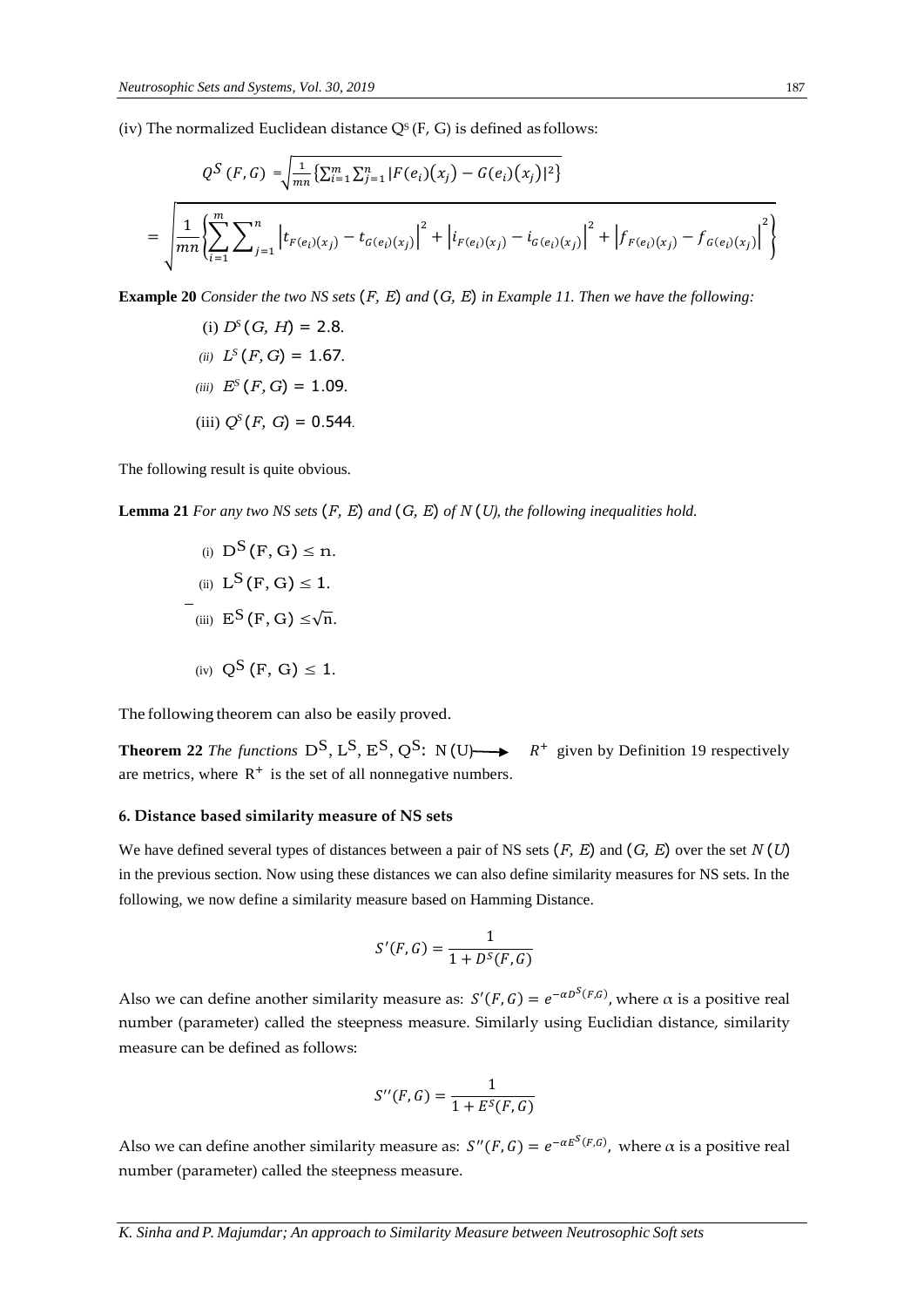(iv) The normalized Euclidean distance $Q^S(F, G)$ is defined as follows:

$$Q^S(F,G) = \sqrt{\frac{1}{mn}\left\{\sum_{i=1}^{m}\sum_{j=1}^{n}|F(e_i)(x_j) - G(e_i)(x_j)|^2\right\}}$$

$$= \sqrt{\frac{1}{mn}\left\{\sum_{i=1}^{m}\sum_{j=1}^{n}\left|t_{F(e_i)(x_j)} - t_{G(e_i)(x_j)}\right|^2 + \left|i_{F(e_i)(x_j)} - i_{G(e_i)(x_j)}\right|^2 + \left|f_{F(e_i)(x_j)} - f_{G(e_i)(x_j)}\right|^2\right\}}$$

**Example 20** *Consider the two NS sets $(F, E)$ and $(G, E)$ in Example 11. Then we have the following:*

(i) $D^S(G, H) = 2.8$.

*(ii)* $L^S(F, G) = 1.67$.

*(iii)* $E^S(F, G) = 1.09$.

(iii) $Q^S(F, G) = 0.544$.

The following result is quite obvious.

**Lemma 21** *For any two NS sets $(F, E)$ and $(G, E)$ of $N(U)$, the following inequalities hold.*

(i) $D^S(F, G) \leq n$.

(ii) $L^S(F, G) \leq 1$.

(iii) $E^S(F, G) \leq \sqrt{n}$.

(iv) $Q^S(F, G) \leq 1$.

The following theorem can also be easily proved.

**Theorem 22** *The functions* $D^S, L^S, E^S, Q^S: N(U) \longrightarrow R^+$ given by Definition 19 respectively are metrics, where $R^+$ is the set of all nonnegative numbers.

### 6. Distance based similarity measure of NS sets

We have defined several types of distances between a pair of NS sets $(F, E)$ and $(G, E)$ over the set $N(U)$ in the previous section. Now using these distances we can also define similarity measures for NS sets. In the following, we now define a similarity measure based on Hamming Distance.

$$S'(F,G) = \frac{1}{1 + D^S(F,G)}$$

Also we can define another similarity measure as: $S'(F,G) = e^{-\alpha D^S(F,G)}$, where $\alpha$ is a positive real number (parameter) called the steepness measure. Similarly using Euclidian distance, similarity measure can be defined as follows:

$$S''(F,G) = \frac{1}{1 + E^S(F,G)}$$

Also we can define another similarity measure as: $S''(F,G) = e^{-\alpha E^S(F,G)}$, where $\alpha$ is a positive real number (parameter) called the steepness measure.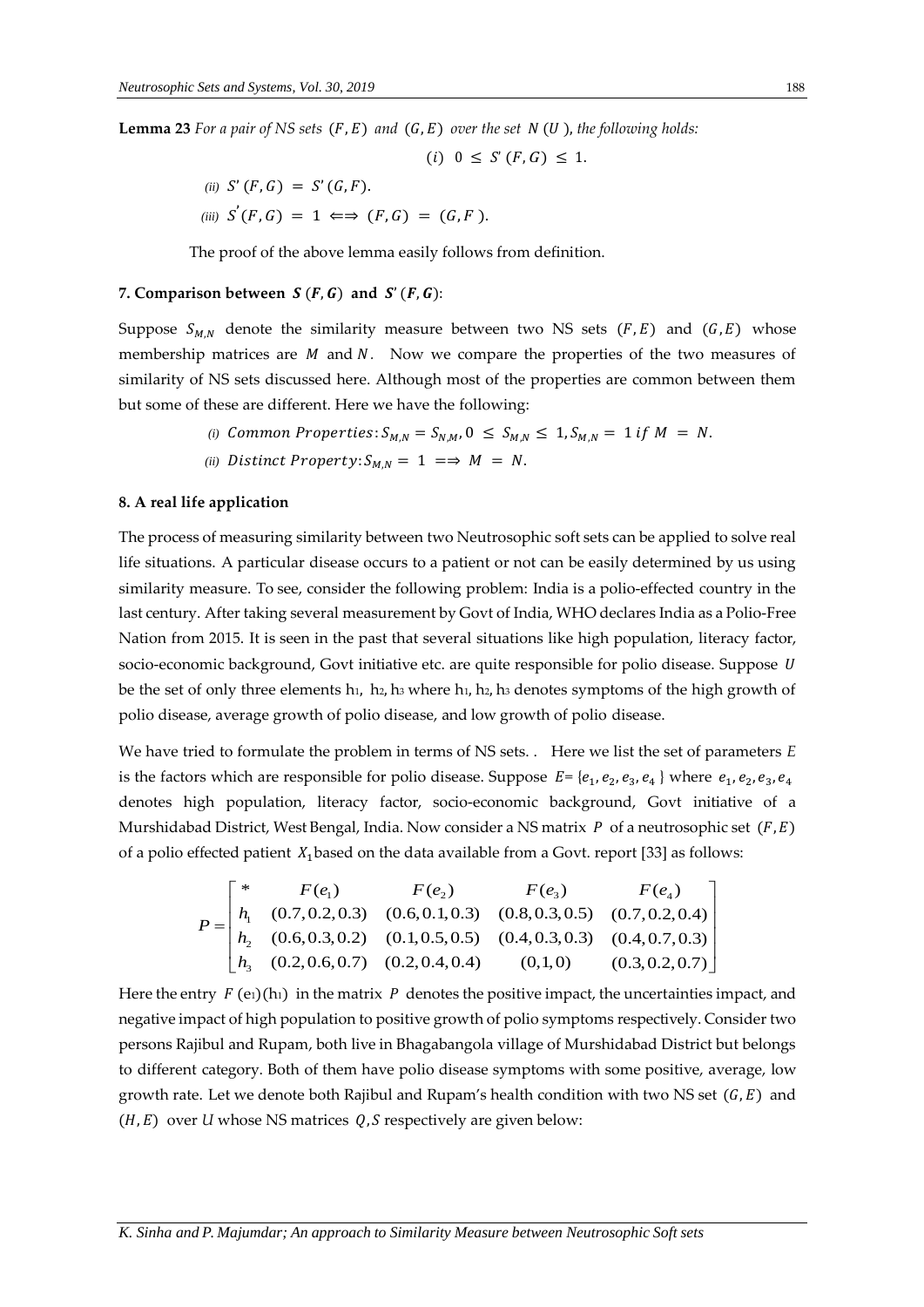**Lemma 23** *For a pair of NS sets* $(F, E)$ *and* $(G, E)$ *over the set* $N(U)$, *the following holds:*

$$(i)\ 0 \leq S'(F,G) \leq 1.$$

*(ii)* $S'(F,G) = S'(G,F)$.

*(iii)* $S'(F,G) = 1 \Leftrightarrow (F,G) = (G,F)$.

The proof of the above lemma easily follows from definition.

### 7. Comparison between $S(F,G)$ and $S'(F,G)$:

Suppose $S_{M,N}$ denote the similarity measure between two NS sets $(F,E)$ and $(G,E)$ whose membership matrices are $M$ and $N$. Now we compare the properties of the two measures of similarity of NS sets discussed here. Although most of the properties are common between them but some of these are different. Here we have the following:

*(i)* $Common\ Properties: S_{M,N} = S_{N,M}, 0 \leq S_{M,N} \leq 1, S_{M,N} = 1\ if\ M = N.$

*(ii)* $Distinct\ Property: S_{M,N} = 1 \Longrightarrow M = N.$

### 8. A real life application

The process of measuring similarity between two Neutrosophic soft sets can be applied to solve real life situations. A particular disease occurs to a patient or not can be easily determined by us using similarity measure. To see, consider the following problem: India is a polio-effected country in the last century. After taking several measurement by Govt of India, WHO declares India as a Polio-Free Nation from 2015. It is seen in the past that several situations like high population, literacy factor, socio-economic background, Govt initiative etc. are quite responsible for polio disease. Suppose $U$ be the set of only three elements $h_1$, $h_2$, $h_3$ where $h_1$, $h_2$, $h_3$ denotes symptoms of the high growth of polio disease, average growth of polio disease, and low growth of polio disease.

We have tried to formulate the problem in terms of NS sets. . Here we list the set of parameters $E$ is the factors which are responsible for polio disease. Suppose $E = \{e_1, e_2, e_3, e_4\}$ where $e_1, e_2, e_3, e_4$ denotes high population, literacy factor, socio-economic background, Govt initiative of a Murshidabad District, West Bengal, India. Now consider a NS matrix $P$ of a neutrosophic set $(F,E)$ of a polio effected patient $X_1$ based on the data available from a Govt. report [33] as follows:

$$P = \begin{bmatrix} * & F(e_1) & F(e_2) & F(e_3) & F(e_4) \\ h_1 & (0.7,0.2,0.3) & (0.6,0.1,0.3) & (0.8,0.3,0.5) & (0.7,0.2,0.4) \\ h_2 & (0.6,0.3,0.2) & (0.1,0.5,0.5) & (0.4,0.3,0.3) & (0.4,0.7,0.3) \\ h_3 & (0.2,0.6,0.7) & (0.2,0.4,0.4) & (0,1,0) & (0.3,0.2,0.7) \end{bmatrix}$$

Here the entry $F(e_1)(h_1)$ in the matrix $P$ denotes the positive impact, the uncertainties impact, and negative impact of high population to positive growth of polio symptoms respectively. Consider two persons Rajibul and Rupam, both live in Bhagabangola village of Murshidabad District but belongs to different category. Both of them have polio disease symptoms with some positive, average, low growth rate. Let we denote both Rajibul and Rupam's health condition with two NS set $(G,E)$ and $(H,E)$ over $U$ whose NS matrices $Q, S$ respectively are given below: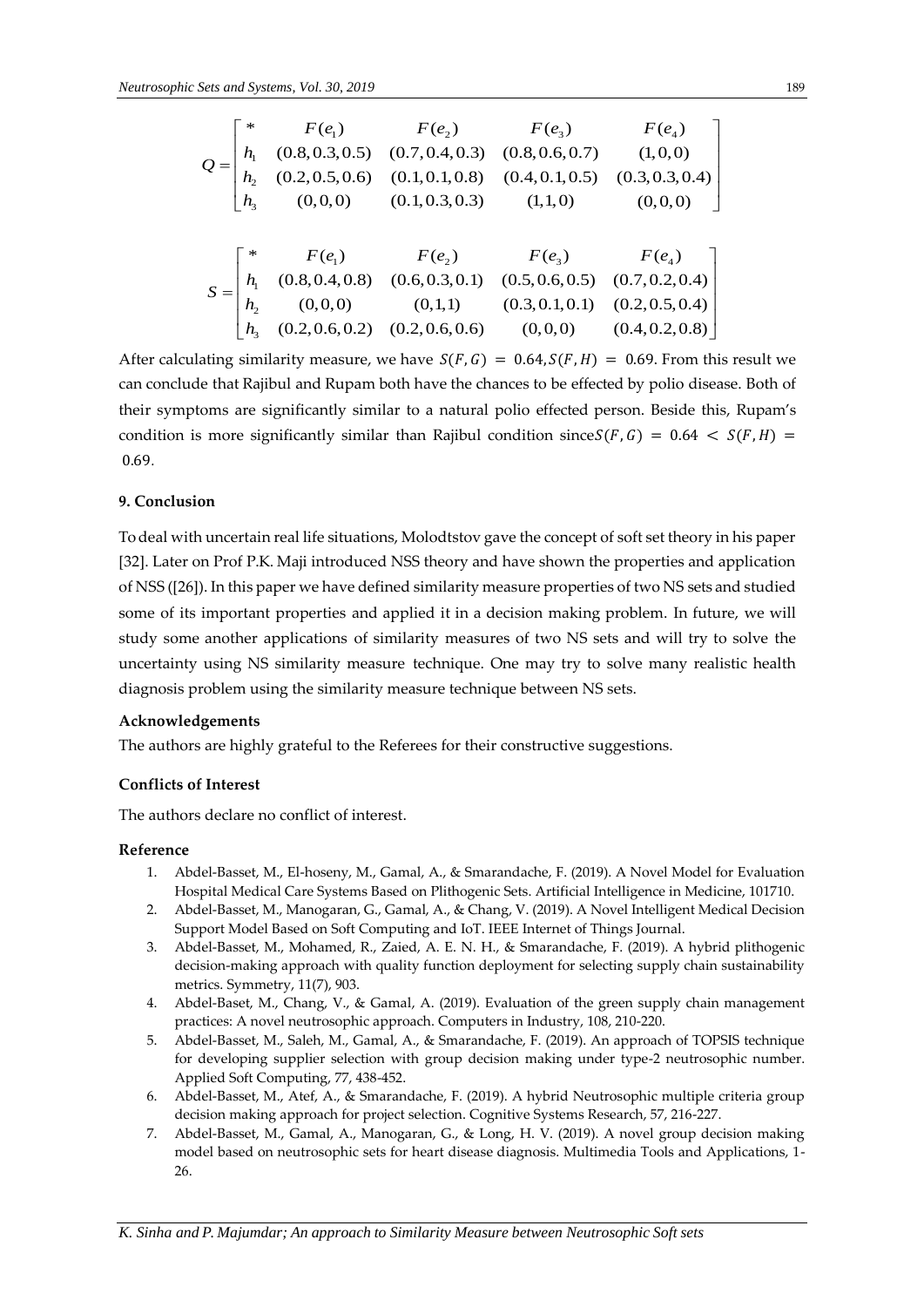$$Q = \begin{bmatrix} * & F(e_1) & F(e_2) & F(e_3) & F(e_4) \\ h_1 & (0.8,0.3,0.5) & (0.7,0.4,0.3) & (0.8,0.6,0.7) & (1,0,0) \\ h_2 & (0.2,0.5,0.6) & (0.1,0.1,0.8) & (0.4,0.1,0.5) & (0.3,0.3,0.4) \\ h_3 & (0,0,0) & (0.1,0.3,0.3) & (1,1,0) & (0,0,0) \end{bmatrix}$$

$$S = \begin{bmatrix} * & F(e_1) & F(e_2) & F(e_3) & F(e_4) \\ h_1 & (0.8,0.4,0.8) & (0.6,0.3,0.1) & (0.5,0.6,0.5) & (0.7,0.2,0.4) \\ h_2 & (0,0,0) & (0,1,1) & (0.3,0.1,0.1) & (0.2,0.5,0.4) \\ h_3 & (0.2,0.6,0.2) & (0.2,0.6,0.6) & (0,0,0) & (0.4,0.2,0.8) \end{bmatrix}$$

After calculating similarity measure, we have $S(F,G) = 0.64, S(F,H) = 0.69$. From this result we can conclude that Rajibul and Rupam both have the chances to be effected by polio disease. Both of their symptoms are significantly similar to a natural polio effected person. Beside this, Rupam's condition is more significantly similar than Rajibul condition since $S(F,G) = 0.64 < S(F,H) = 0.69$.

## 9. Conclusion

To deal with uncertain real life situations, Molodtstov gave the concept of soft set theory in his paper [32]. Later on Prof P.K. Maji introduced NSS theory and have shown the properties and application of NSS ([26]). In this paper we have defined similarity measure properties of two NS sets and studied some of its important properties and applied it in a decision making problem. In future, we will study some another applications of similarity measures of two NS sets and will try to solve the uncertainty using NS similarity measure technique. One may try to solve many realistic health diagnosis problem using the similarity measure technique between NS sets.

**Acknowledgements**

The authors are highly grateful to the Referees for their constructive suggestions.

**Conflicts of Interest**

The authors declare no conflict of interest.

**Reference**

1. Abdel-Basset, M., El-hoseny, M., Gamal, A., & Smarandache, F. (2019). A Novel Model for Evaluation Hospital Medical Care Systems Based on Plithogenic Sets. Artificial Intelligence in Medicine, 101710.
2. Abdel-Basset, M., Manogaran, G., Gamal, A., & Chang, V. (2019). A Novel Intelligent Medical Decision Support Model Based on Soft Computing and IoT. IEEE Internet of Things Journal.
3. Abdel-Basset, M., Mohamed, R., Zaied, A. E. N. H., & Smarandache, F. (2019). A hybrid plithogenic decision-making approach with quality function deployment for selecting supply chain sustainability metrics. Symmetry, 11(7), 903.
4. Abdel-Baset, M., Chang, V., & Gamal, A. (2019). Evaluation of the green supply chain management practices: A novel neutrosophic approach. Computers in Industry, 108, 210-220.
5. Abdel-Basset, M., Saleh, M., Gamal, A., & Smarandache, F. (2019). An approach of TOPSIS technique for developing supplier selection with group decision making under type-2 neutrosophic number. Applied Soft Computing, 77, 438-452.
6. Abdel-Basset, M., Atef, A., & Smarandache, F. (2019). A hybrid Neutrosophic multiple criteria group decision making approach for project selection. Cognitive Systems Research, 57, 216-227.
7. Abdel-Basset, M., Gamal, A., Manogaran, G., & Long, H. V. (2019). A novel group decision making model based on neutrosophic sets for heart disease diagnosis. Multimedia Tools and Applications, 1-26.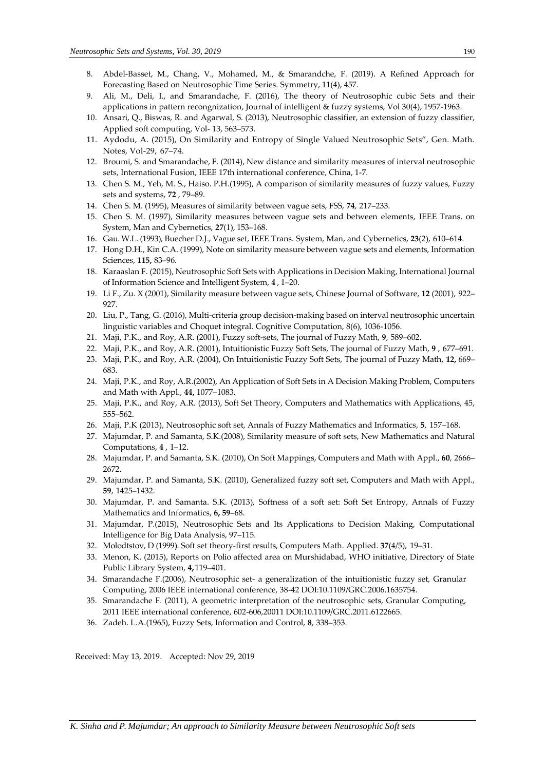8. Abdel-Basset, M., Chang, V., Mohamed, M., & Smarandche, F. (2019). A Refined Approach for Forecasting Based on Neutrosophic Time Series. Symmetry, 11(4), 457.
9. Ali, M., Deli, I., and Smarandache, F. (2016), The theory of Neutrosophic cubic Sets and their applications in pattern recongnization, Journal of intelligent & fuzzy systems, Vol 30(4), 1957-1963.
10. Ansari, Q., Biswas, R. and Agarwal, S. (2013), Neutrosophic classifier, an extension of fuzzy classifier, Applied soft computing, Vol- 13, 563–573.
11. Aydodu, A. (2015), On Similarity and Entropy of Single Valued Neutrosophic Sets", Gen. Math. Notes, Vol-29, 67–74.
12. Broumi, S. and Smarandache, F. (2014), New distance and similarity measures of interval neutrosophic sets, International Fusion, IEEE 17th international conference, China, 1-7.
13. Chen S. M., Yeh, M. S., Haiso. P.H.(1995), A comparison of similarity measures of fuzzy values, Fuzzy sets and systems, **72** , 79–89.
14. Chen S. M. (1995), Measures of similarity between vague sets, FSS, **74**, 217–233.
15. Chen S. M. (1997), Similarity measures between vague sets and between elements, IEEE Trans. on System, Man and Cybernetics, **27**(1), 153–168.
16. Gau. W.L. (1993), Buecher D.J., Vague set, IEEE Trans. System, Man, and Cybernetics, **23**(2), 610–614.
17. Hong D.H., Kin C.A. (1999), Note on similarity measure between vague sets and elements, Information Sciences, **115,** 83–96.
18. Karaaslan F. (2015), Neutrosophic Soft Sets with Applications in Decision Making, International Journal of Information Science and Intelligent System, **4** , 1–20.
19. Li F., Zu. X (2001), Similarity measure between vague sets, Chinese Journal of Software, **12** (2001), 922–927.
20. Liu, P., Tang, G. (2016), Multi-criteria group decision-making based on interval neutrosophic uncertain linguistic variables and Choquet integral. Cognitive Computation, 8(6), 1036-1056.
21. Maji, P.K., and Roy, A.R. (2001), Fuzzy soft-sets, The journal of Fuzzy Math, **9**, 589–602.
22. Maji, P.K., and Roy, A.R. (2001), Intuitionistic Fuzzy Soft Sets, The journal of Fuzzy Math, **9** , 677–691.
23. Maji, P.K., and Roy, A.R. (2004), On Intuitionistic Fuzzy Soft Sets, The journal of Fuzzy Math, **12,** 669–683.
24. Maji, P.K., and Roy, A.R.(2002), An Application of Soft Sets in A Decision Making Problem, Computers and Math with Appl., **44,** 1077–1083.
25. Maji, P.K., and Roy, A.R. (2013), Soft Set Theory, Computers and Mathematics with Applications, 45, 555–562.
26. Maji, P.K (2013), Neutrosophic soft set, Annals of Fuzzy Mathematics and Informatics, **5**, 157–168.
27. Majumdar, P. and Samanta, S.K.(2008), Similarity measure of soft sets, New Mathematics and Natural Computations, **4** , 1–12.
28. Majumdar, P. and Samanta, S.K. (2010), On Soft Mappings, Computers and Math with Appl., **60**, 2666–2672.
29. Majumdar, P. and Samanta, S.K. (2010), Generalized fuzzy soft set, Computers and Math with Appl., **59**, 1425–1432.
30. Majumdar, P. and Samanta. S.K. (2013), Softness of a soft set: Soft Set Entropy, Annals of Fuzzy Mathematics and Informatics, **6, 59**–68.
31. Majumdar, P.(2015), Neutrosophic Sets and Its Applications to Decision Making, Computational Intelligence for Big Data Analysis, 97–115.
32. Molodtstov, D (1999). Soft set theory-first results, Computers Math. Applied. **37**(4/5), 19–31.
33. Menon, K. (2015), Reports on Polio affected area on Murshidabad, WHO initiative, Directory of State Public Library System, **4,** 119–401.
34. Smarandache F.(2006), Neutrosophic set- a generalization of the intuitionistic fuzzy set, Granular Computing, 2006 IEEE international conference, 38-42 DOI:10.1109/GRC.2006.1635754.
35. Smarandache F. (2011), A geometric interpretation of the neutrosophic sets, Granular Computing, 2011 IEEE international conference, 602-606,20011 DOI:10.1109/GRC.2011.6122665.
36. Zadeh. L.A.(1965), Fuzzy Sets, Information and Control, **8**, 338–353.

Received: May 13, 2019. Accepted: Nov 29, 2019